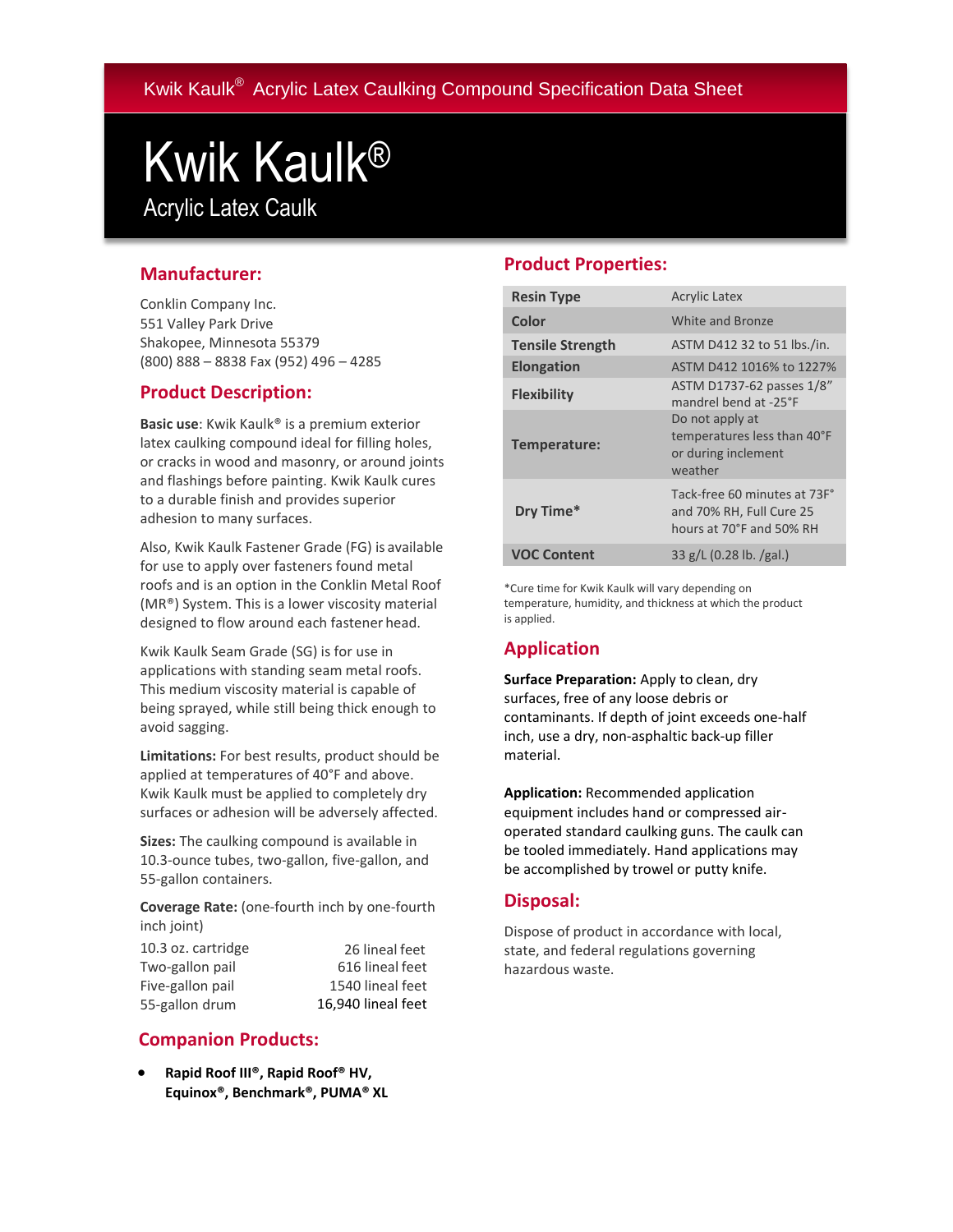Kwik Kaulk® Acrylic Latex Caulking Compound Specification Data Sheet

# Kwik Kaulk®

## Acrylic Latex Caulk

## Manufacturer:

Conklin Company Inc.
551 Valley Park Drive
Shakopee, Minnesota 55379
(800) 888 – 8838 Fax (952) 496 – 4285

## Product Description:

**Basic use**: Kwik Kaulk® is a premium exterior latex caulking compound ideal for filling holes, or cracks in wood and masonry, or around joints and flashings before painting. Kwik Kaulk cures to a durable finish and provides superior adhesion to many surfaces.

Also, Kwik Kaulk Fastener Grade (FG) is available for use to apply over fasteners found metal roofs and is an option in the Conklin Metal Roof (MR®) System. This is a lower viscosity material designed to flow around each fastener head.

Kwik Kaulk Seam Grade (SG) is for use in applications with standing seam metal roofs. This medium viscosity material is capable of being sprayed, while still being thick enough to avoid sagging.

**Limitations:** For best results, product should be applied at temperatures of 40°F and above. Kwik Kaulk must be applied to completely dry surfaces or adhesion will be adversely affected.

**Sizes:** The caulking compound is available in 10.3-ounce tubes, two-gallon, five-gallon, and 55-gallon containers.

**Coverage Rate:** (one-fourth inch by one-fourth inch joint)

| | |
|---|---|
| 10.3 oz. cartridge | 26 lineal feet |
| Two-gallon pail | 616 lineal feet |
| Five-gallon pail | 1540 lineal feet |
| 55-gallon drum | 16,940 lineal feet |

## Companion Products:

- **Rapid Roof III®, Rapid Roof® HV, Equinox®, Benchmark®, PUMA® XL**

## Product Properties:

| | |
|---|---|
| **Resin Type** | Acrylic Latex |
| **Color** | White and Bronze |
| **Tensile Strength** | ASTM D412 32 to 51 lbs./in. |
| **Elongation** | ASTM D412 1016% to 1227% |
| **Flexibility** | ASTM D1737-62 passes 1/8" mandrel bend at -25°F |
| **Temperature:** | Do not apply at temperatures less than 40°F or during inclement weather |
| **Dry Time*** | Tack-free 60 minutes at 73F° and 70% RH, Full Cure 25 hours at 70°F and 50% RH |
| **VOC Content** | 33 g/L (0.28 lb. /gal.) |

*Cure time for Kwik Kaulk will vary depending on temperature, humidity, and thickness at which the product is applied.

## Application

**Surface Preparation:** Apply to clean, dry surfaces, free of any loose debris or contaminants. If depth of joint exceeds one-half inch, use a dry, non-asphaltic back-up filler material.

**Application:** Recommended application equipment includes hand or compressed air-operated standard caulking guns. The caulk can be tooled immediately. Hand applications may be accomplished by trowel or putty knife.

## Disposal:

Dispose of product in accordance with local, state, and federal regulations governing hazardous waste.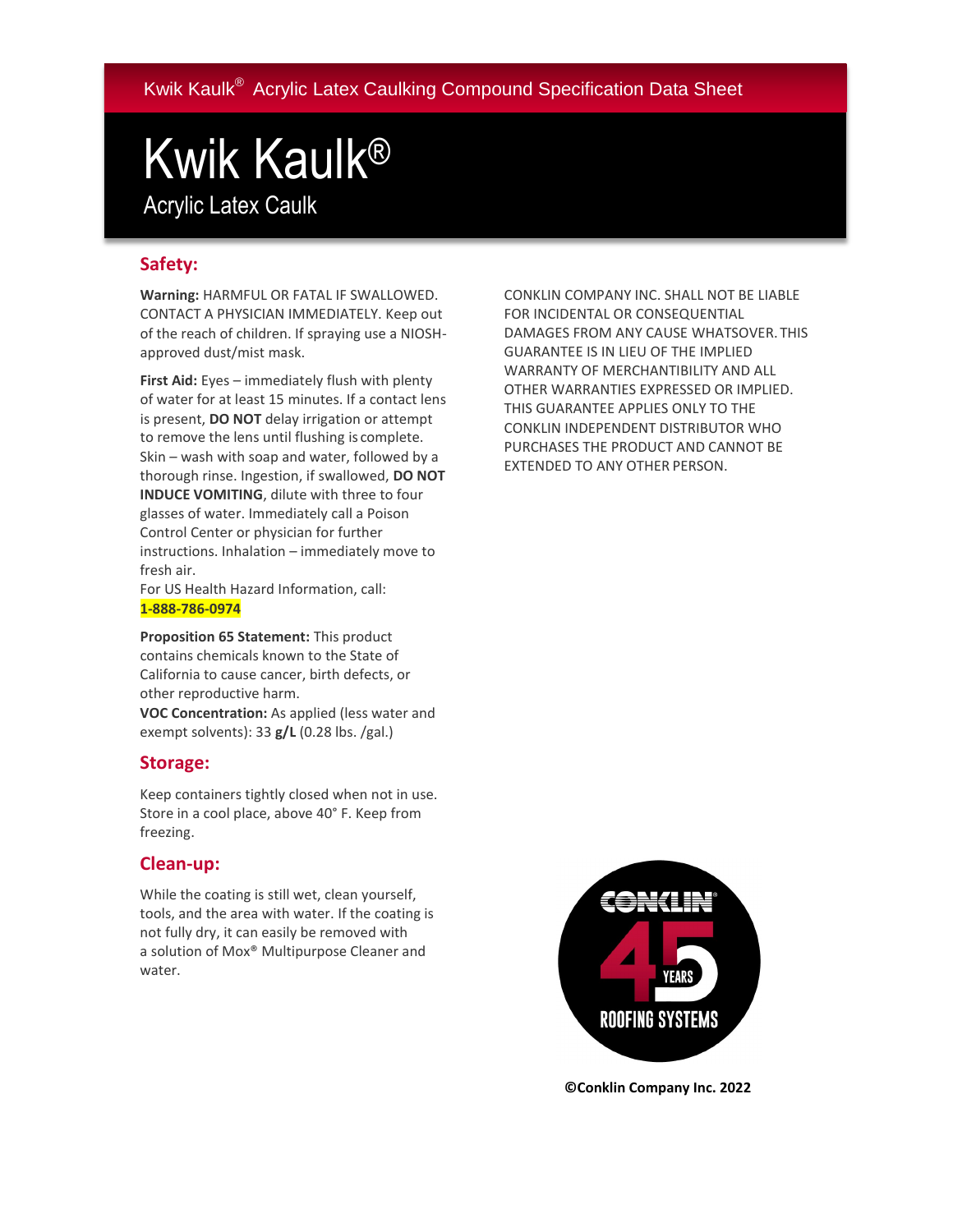Kwik Kaulk® Acrylic Latex Caulking Compound Specification Data Sheet

# Kwik Kaulk®

Acrylic Latex Caulk

## Safety:

**Warning:** HARMFUL OR FATAL IF SWALLOWED. CONTACT A PHYSICIAN IMMEDIATELY. Keep out of the reach of children. If spraying use a NIOSH-approved dust/mist mask.

**First Aid:** Eyes – immediately flush with plenty of water for at least 15 minutes. If a contact lens is present, **DO NOT** delay irrigation or attempt to remove the lens until flushing is complete. Skin – wash with soap and water, followed by a thorough rinse. Ingestion, if swallowed, **DO NOT INDUCE VOMITING**, dilute with three to four glasses of water. Immediately call a Poison Control Center or physician for further instructions. Inhalation – immediately move to fresh air.
For US Health Hazard Information, call: **1-888-786-0974**

**Proposition 65 Statement:** This product contains chemicals known to the State of California to cause cancer, birth defects, or other reproductive harm.
**VOC Concentration:** As applied (less water and exempt solvents): 33 **g/L** (0.28 lbs. /gal.)

## Storage:

Keep containers tightly closed when not in use. Store in a cool place, above 40° F. Keep from freezing.

## Clean-up:

While the coating is still wet, clean yourself, tools, and the area with water. If the coating is not fully dry, it can easily be removed with a solution of Mox® Multipurpose Cleaner and water.

CONKLIN COMPANY INC. SHALL NOT BE LIABLE FOR INCIDENTAL OR CONSEQUENTIAL DAMAGES FROM ANY CAUSE WHATSOVER. THIS GUARANTEE IS IN LIEU OF THE IMPLIED WARRANTY OF MERCHANTIBILITY AND ALL OTHER WARRANTIES EXPRESSED OR IMPLIED. THIS GUARANTEE APPLIES ONLY TO THE CONKLIN INDEPENDENT DISTRIBUTOR WHO PURCHASES THE PRODUCT AND CANNOT BE EXTENDED TO ANY OTHER PERSON.

CONKLIN® 45 YEARS ROOFING SYSTEMS

**©Conklin Company Inc. 2022**